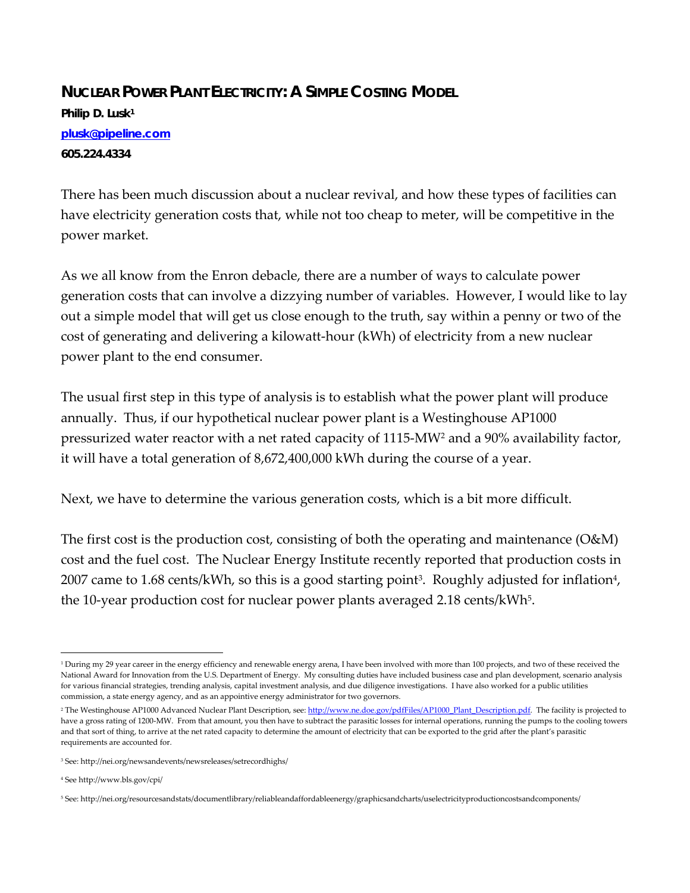# NUCLEAR POWER PLANT ELECTRICITY: A SIMPLE COSTING MODEL

**Philip D. Lusk[1]**
**plusk@pipeline.com**
**605.224.4334**

There has been much discussion about a nuclear revival, and how these types of facilities can have electricity generation costs that, while not too cheap to meter, will be competitive in the power market.

As we all know from the Enron debacle, there are a number of ways to calculate power generation costs that can involve a dizzying number of variables. However, I would like to lay out a simple model that will get us close enough to the truth, say within a penny or two of the cost of generating and delivering a kilowatt-hour (kWh) of electricity from a new nuclear power plant to the end consumer.

The usual first step in this type of analysis is to establish what the power plant will produce annually. Thus, if our hypothetical nuclear power plant is a Westinghouse AP1000 pressurized water reactor with a net rated capacity of 1115-MW[2] and a 90% availability factor, it will have a total generation of 8,672,400,000 kWh during the course of a year.

Next, we have to determine the various generation costs, which is a bit more difficult.

The first cost is the production cost, consisting of both the operating and maintenance (O&M) cost and the fuel cost. The Nuclear Energy Institute recently reported that production costs in 2007 came to 1.68 cents/kWh, so this is a good starting point[3]. Roughly adjusted for inflation[4], the 10-year production cost for nuclear power plants averaged 2.18 cents/kWh[5].

---

[1] During my 29 year career in the energy efficiency and renewable energy arena, I have been involved with more than 100 projects, and two of these received the National Award for Innovation from the U.S. Department of Energy. My consulting duties have included business case and plan development, scenario analysis for various financial strategies, trending analysis, capital investment analysis, and due diligence investigations. I have also worked for a public utilities commission, a state energy agency, and as an appointive energy administrator for two governors.

[2] The Westinghouse AP1000 Advanced Nuclear Plant Description, see: http://www.ne.doe.gov/pdfFiles/AP1000_Plant_Description.pdf. The facility is projected to have a gross rating of 1200-MW. From that amount, you then have to subtract the parasitic losses for internal operations, running the pumps to the cooling towers and that sort of thing, to arrive at the net rated capacity to determine the amount of electricity that can be exported to the grid after the plant's parasitic requirements are accounted for.

[3] See: http://nei.org/newsandevents/newsreleases/setrecordhighs/

[4] See http://www.bls.gov/cpi/

[5] See: http://nei.org/resourcesandstats/documentlibrary/reliableandaffordableenergy/graphicsandcharts/uselectricityproductioncostsandcomponents/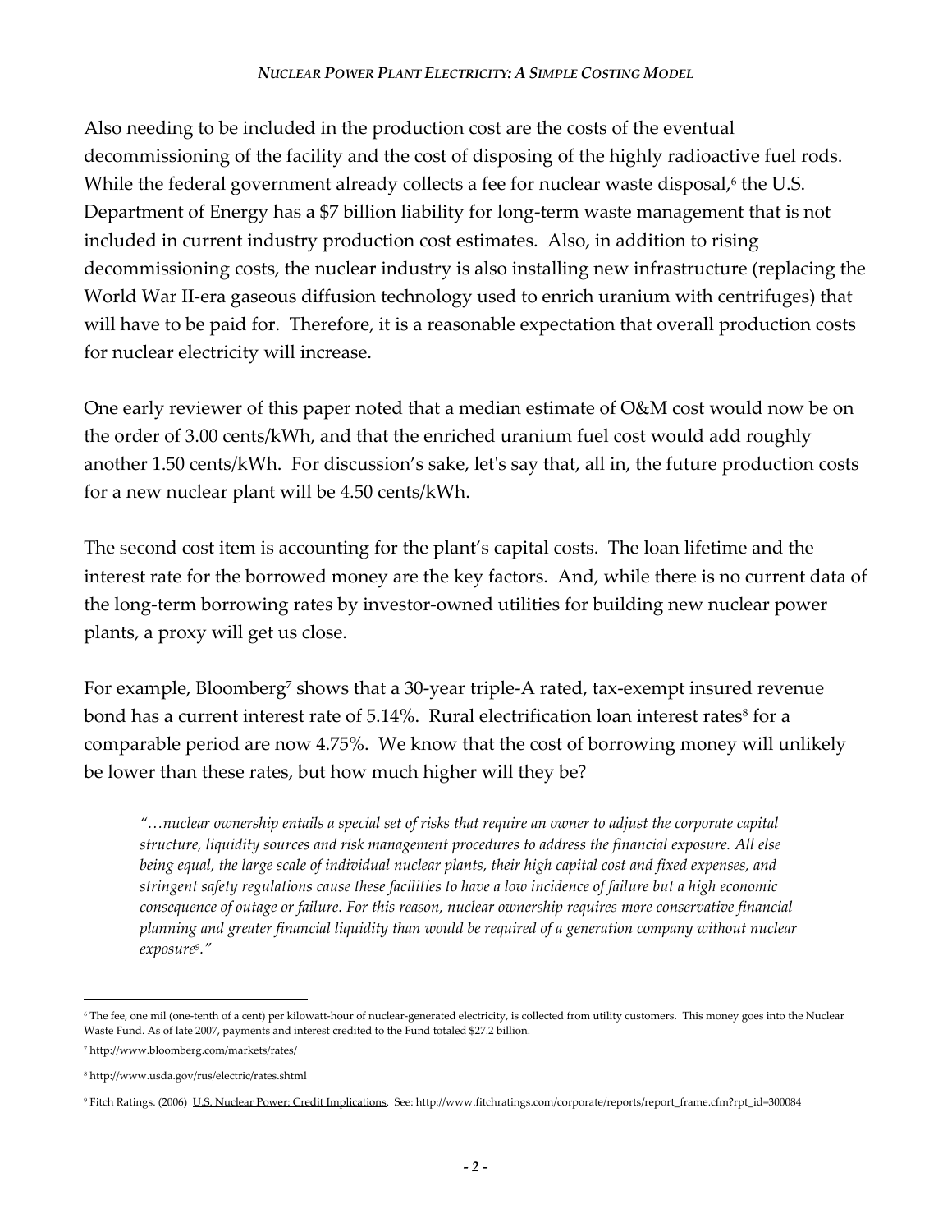Also needing to be included in the production cost are the costs of the eventual decommissioning of the facility and the cost of disposing of the highly radioactive fuel rods. While the federal government already collects a fee for nuclear waste disposal,[6] the U.S. Department of Energy has a $7 billion liability for long-term waste management that is not included in current industry production cost estimates. Also, in addition to rising decommissioning costs, the nuclear industry is also installing new infrastructure (replacing the World War II-era gaseous diffusion technology used to enrich uranium with centrifuges) that will have to be paid for. Therefore, it is a reasonable expectation that overall production costs for nuclear electricity will increase.

One early reviewer of this paper noted that a median estimate of O&M cost would now be on the order of 3.00 cents/kWh, and that the enriched uranium fuel cost would add roughly another 1.50 cents/kWh. For discussion's sake, let's say that, all in, the future production costs for a new nuclear plant will be 4.50 cents/kWh.

The second cost item is accounting for the plant's capital costs. The loan lifetime and the interest rate for the borrowed money are the key factors. And, while there is no current data of the long-term borrowing rates by investor-owned utilities for building new nuclear power plants, a proxy will get us close.

For example, Bloomberg[7] shows that a 30-year triple-A rated, tax-exempt insured revenue bond has a current interest rate of 5.14%. Rural electrification loan interest rates[8] for a comparable period are now 4.75%. We know that the cost of borrowing money will unlikely be lower than these rates, but how much higher will they be?

> *"…nuclear ownership entails a special set of risks that require an owner to adjust the corporate capital structure, liquidity sources and risk management procedures to address the financial exposure. All else being equal, the large scale of individual nuclear plants, their high capital cost and fixed expenses, and stringent safety regulations cause these facilities to have a low incidence of failure but a high economic consequence of outage or failure. For this reason, nuclear ownership requires more conservative financial planning and greater financial liquidity than would be required of a generation company without nuclear exposure[9]."*

---

[6] The fee, one mil (one-tenth of a cent) per kilowatt-hour of nuclear-generated electricity, is collected from utility customers. This money goes into the Nuclear Waste Fund. As of late 2007, payments and interest credited to the Fund totaled $27.2 billion.

[7] http://www.bloomberg.com/markets/rates/

[8] http://www.usda.gov/rus/electric/rates.shtml

[9] Fitch Ratings. (2006) U.S. Nuclear Power: Credit Implications. See: http://www.fitchratings.com/corporate/reports/report_frame.cfm?rpt_id=300084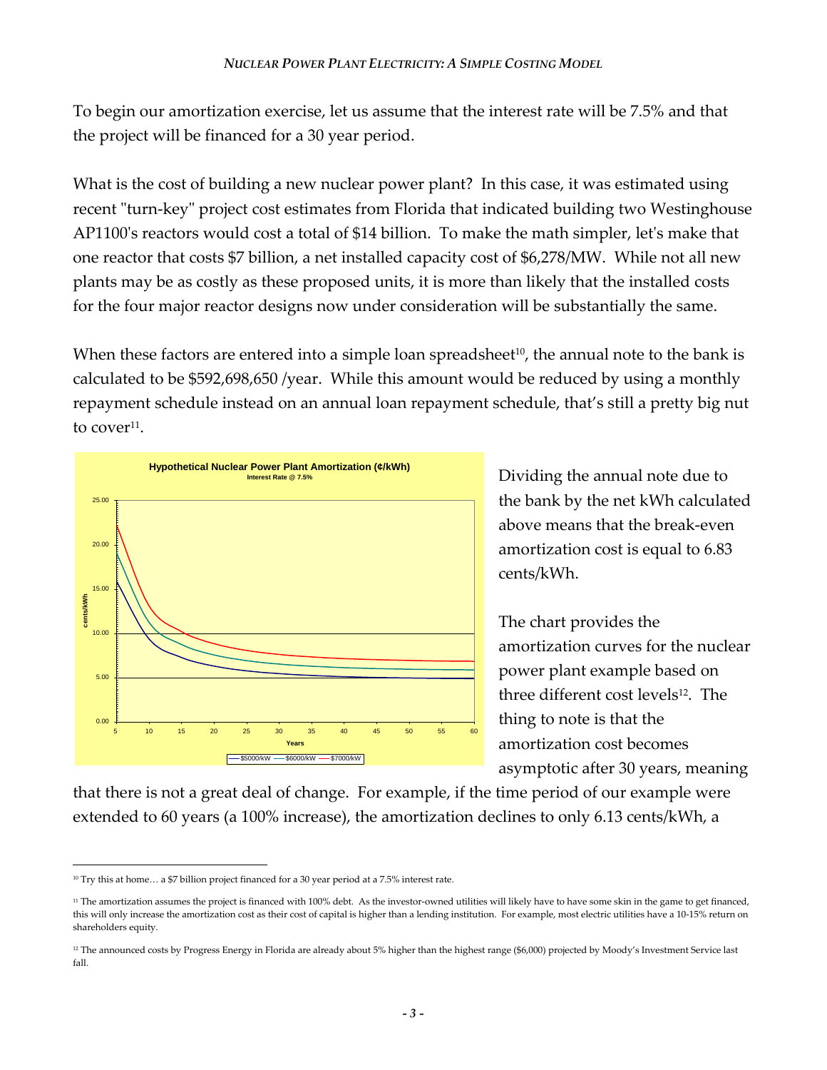To begin our amortization exercise, let us assume that the interest rate will be 7.5% and that the project will be financed for a 30 year period.

What is the cost of building a new nuclear power plant? In this case, it was estimated using recent "turn-key" project cost estimates from Florida that indicated building two Westinghouse AP1100's reactors would cost a total of $14 billion. To make the math simpler, let's make that one reactor that costs $7 billion, a net installed capacity cost of $6,278/MW. While not all new plants may be as costly as these proposed units, it is more than likely that the installed costs for the four major reactor designs now under consideration will be substantially the same.

When these factors are entered into a simple loan spreadsheet[10], the annual note to the bank is calculated to be $592,698,650 /year. While this amount would be reduced by using a monthly repayment schedule instead on an annual loan repayment schedule, that's still a pretty big nut to cover[11].

Dividing the annual note due to the bank by the net kWh calculated above means that the break-even amortization cost is equal to 6.83 cents/kWh.

The chart provides the amortization curves for the nuclear power plant example based on three different cost levels[12]. The thing to note is that the amortization cost becomes asymptotic after 30 years, meaning that there is not a great deal of change. For example, if the time period of our example were extended to 60 years (a 100% increase), the amortization declines to only 6.13 cents/kWh, a

---

[10] Try this at home… a $7 billion project financed for a 30 year period at a 7.5% interest rate.

[11] The amortization assumes the project is financed with 100% debt. As the investor-owned utilities will likely have to have some skin in the game to get financed, this will only increase the amortization cost as their cost of capital is higher than a lending institution. For example, most electric utilities have a 10-15% return on shareholders equity.

[12] The announced costs by Progress Energy in Florida are already about 5% higher than the highest range ($6,000) projected by Moody's Investment Service last fall.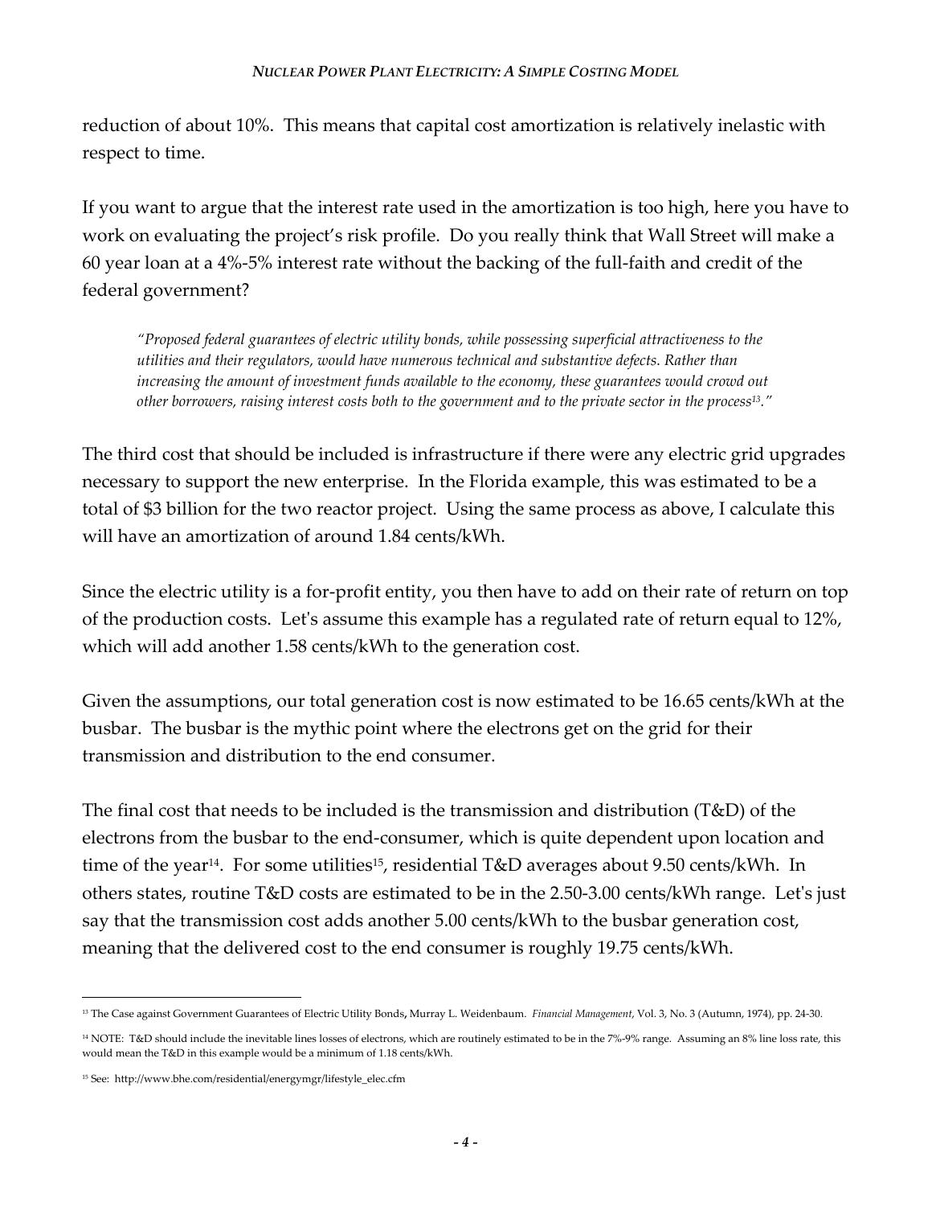reduction of about 10%. This means that capital cost amortization is relatively inelastic with respect to time.

If you want to argue that the interest rate used in the amortization is too high, here you have to work on evaluating the project's risk profile. Do you really think that Wall Street will make a 60 year loan at a 4%-5% interest rate without the backing of the full-faith and credit of the federal government?

> *"Proposed federal guarantees of electric utility bonds, while possessing superficial attractiveness to the utilities and their regulators, would have numerous technical and substantive defects. Rather than increasing the amount of investment funds available to the economy, these guarantees would crowd out other borrowers, raising interest costs both to the government and to the private sector in the process[13]."*

The third cost that should be included is infrastructure if there were any electric grid upgrades necessary to support the new enterprise. In the Florida example, this was estimated to be a total of $3 billion for the two reactor project. Using the same process as above, I calculate this will have an amortization of around 1.84 cents/kWh.

Since the electric utility is a for-profit entity, you then have to add on their rate of return on top of the production costs. Let's assume this example has a regulated rate of return equal to 12%, which will add another 1.58 cents/kWh to the generation cost.

Given the assumptions, our total generation cost is now estimated to be 16.65 cents/kWh at the busbar. The busbar is the mythic point where the electrons get on the grid for their transmission and distribution to the end consumer.

The final cost that needs to be included is the transmission and distribution (T&D) of the electrons from the busbar to the end-consumer, which is quite dependent upon location and time of the year[14]. For some utilities[15], residential T&D averages about 9.50 cents/kWh. In others states, routine T&D costs are estimated to be in the 2.50-3.00 cents/kWh range. Let's just say that the transmission cost adds another 5.00 cents/kWh to the busbar generation cost, meaning that the delivered cost to the end consumer is roughly 19.75 cents/kWh.

---

[13] The Case against Government Guarantees of Electric Utility Bonds, Murray L. Weidenbaum. *Financial Management*, Vol. 3, No. 3 (Autumn, 1974), pp. 24-30.

[14] NOTE: T&D should include the inevitable lines losses of electrons, which are routinely estimated to be in the 7%-9% range. Assuming an 8% line loss rate, this would mean the T&D in this example would be a minimum of 1.18 cents/kWh.

[15] See: http://www.bhe.com/residential/energymgr/lifestyle_elec.cfm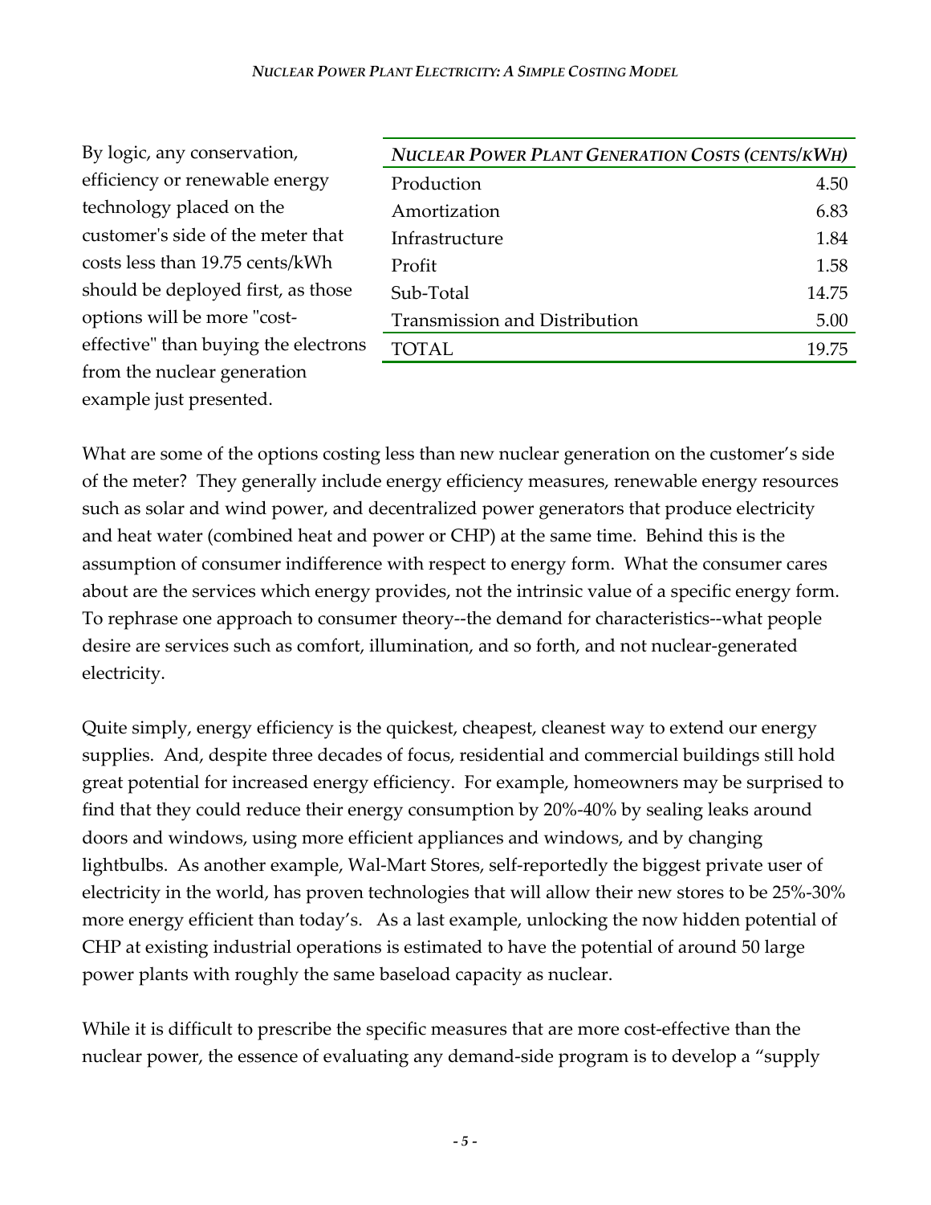By logic, any conservation, efficiency or renewable energy technology placed on the customer's side of the meter that costs less than 19.75 cents/kWh should be deployed first, as those options will be more "cost-effective" than buying the electrons from the nuclear generation example just presented.

| *NUCLEAR POWER PLANT GENERATION COSTS (CENTS/KWH)* | |
|---|---|
| Production | 4.50 |
| Amortization | 6.83 |
| Infrastructure | 1.84 |
| Profit | 1.58 |
| Sub-Total | 14.75 |
| Transmission and Distribution | 5.00 |
| TOTAL | 19.75 |

What are some of the options costing less than new nuclear generation on the customer's side of the meter? They generally include energy efficiency measures, renewable energy resources such as solar and wind power, and decentralized power generators that produce electricity and heat water (combined heat and power or CHP) at the same time. Behind this is the assumption of consumer indifference with respect to energy form. What the consumer cares about are the services which energy provides, not the intrinsic value of a specific energy form. To rephrase one approach to consumer theory--the demand for characteristics--what people desire are services such as comfort, illumination, and so forth, and not nuclear-generated electricity.

Quite simply, energy efficiency is the quickest, cheapest, cleanest way to extend our energy supplies. And, despite three decades of focus, residential and commercial buildings still hold great potential for increased energy efficiency. For example, homeowners may be surprised to find that they could reduce their energy consumption by 20%-40% by sealing leaks around doors and windows, using more efficient appliances and windows, and by changing lightbulbs. As another example, Wal-Mart Stores, self-reportedly the biggest private user of electricity in the world, has proven technologies that will allow their new stores to be 25%-30% more energy efficient than today's. As a last example, unlocking the now hidden potential of CHP at existing industrial operations is estimated to have the potential of around 50 large power plants with roughly the same baseload capacity as nuclear.

While it is difficult to prescribe the specific measures that are more cost-effective than the nuclear power, the essence of evaluating any demand-side program is to develop a "supply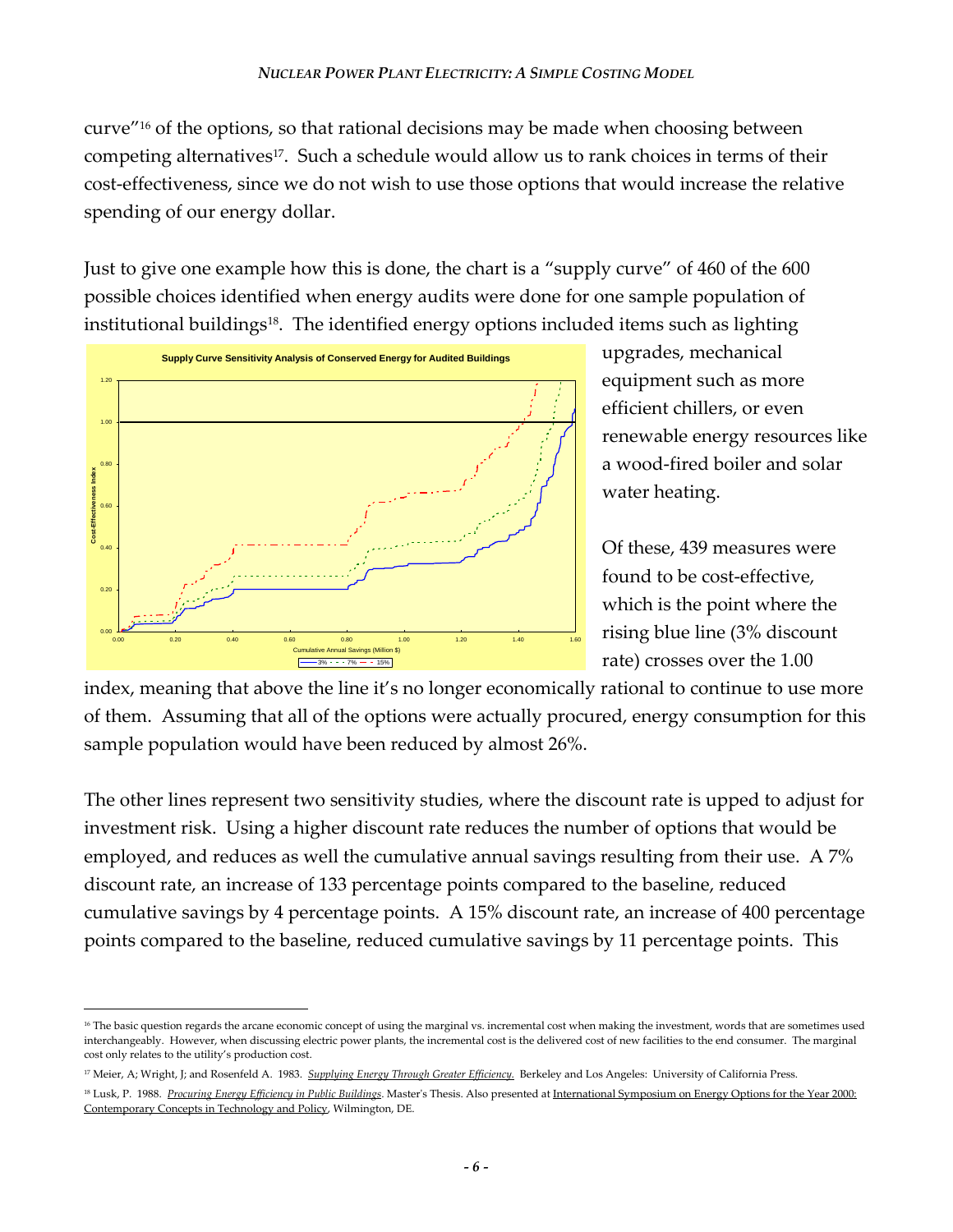curve"[16] of the options, so that rational decisions may be made when choosing between competing alternatives[17]. Such a schedule would allow us to rank choices in terms of their cost-effectiveness, since we do not wish to use those options that would increase the relative spending of our energy dollar.

Just to give one example how this is done, the chart is a "supply curve" of 460 of the 600 possible choices identified when energy audits were done for one sample population of institutional buildings[18]. The identified energy options included items such as lighting upgrades, mechanical equipment such as more efficient chillers, or even renewable energy resources like a wood-fired boiler and solar water heating.

Of these, 439 measures were found to be cost-effective, which is the point where the rising blue line (3% discount rate) crosses over the 1.00 index, meaning that above the line it's no longer economically rational to continue to use more of them. Assuming that all of the options were actually procured, energy consumption for this sample population would have been reduced by almost 26%.

The other lines represent two sensitivity studies, where the discount rate is upped to adjust for investment risk. Using a higher discount rate reduces the number of options that would be employed, and reduces as well the cumulative annual savings resulting from their use. A 7% discount rate, an increase of 133 percentage points compared to the baseline, reduced cumulative savings by 4 percentage points. A 15% discount rate, an increase of 400 percentage points compared to the baseline, reduced cumulative savings by 11 percentage points. This

---

[16] The basic question regards the arcane economic concept of using the marginal vs. incremental cost when making the investment, words that are sometimes used interchangeably. However, when discussing electric power plants, the incremental cost is the delivered cost of new facilities to the end consumer. The marginal cost only relates to the utility's production cost.

[17] Meier, A; Wright, J; and Rosenfeld A. 1983. *Supplying Energy Through Greater Efficiency.* Berkeley and Los Angeles: University of California Press.

[18] Lusk, P. 1988. *Procuring Energy Efficiency in Public Buildings*. Master's Thesis. Also presented at International Symposium on Energy Options for the Year 2000: Contemporary Concepts in Technology and Policy, Wilmington, DE.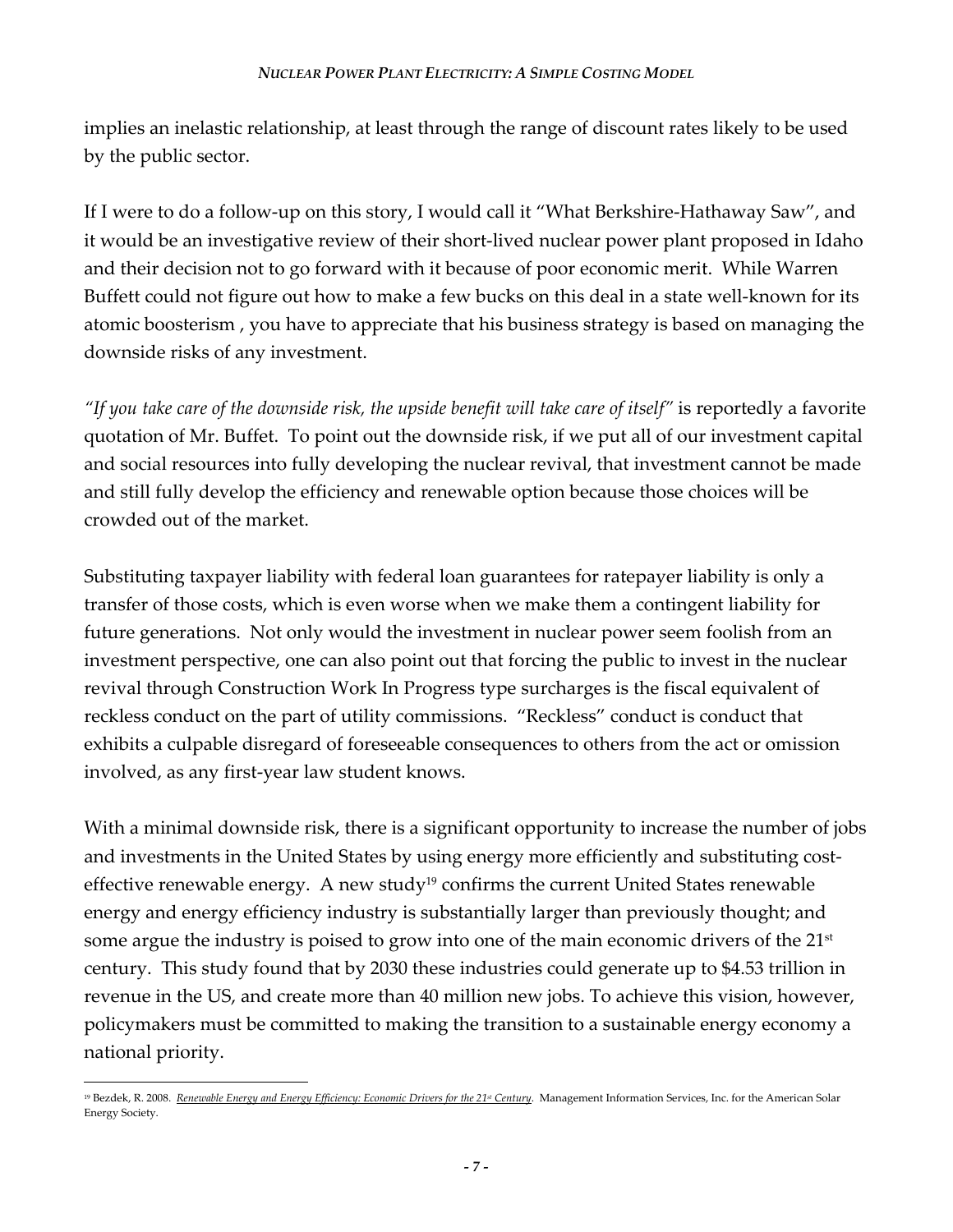implies an inelastic relationship, at least through the range of discount rates likely to be used by the public sector.

If I were to do a follow-up on this story, I would call it "What Berkshire-Hathaway Saw", and it would be an investigative review of their short-lived nuclear power plant proposed in Idaho and their decision not to go forward with it because of poor economic merit. While Warren Buffett could not figure out how to make a few bucks on this deal in a state well-known for its atomic boosterism , you have to appreciate that his business strategy is based on managing the downside risks of any investment.

*"If you take care of the downside risk, the upside benefit will take care of itself"* is reportedly a favorite quotation of Mr. Buffet. To point out the downside risk, if we put all of our investment capital and social resources into fully developing the nuclear revival, that investment cannot be made and still fully develop the efficiency and renewable option because those choices will be crowded out of the market.

Substituting taxpayer liability with federal loan guarantees for ratepayer liability is only a transfer of those costs, which is even worse when we make them a contingent liability for future generations. Not only would the investment in nuclear power seem foolish from an investment perspective, one can also point out that forcing the public to invest in the nuclear revival through Construction Work In Progress type surcharges is the fiscal equivalent of reckless conduct on the part of utility commissions. "Reckless" conduct is conduct that exhibits a culpable disregard of foreseeable consequences to others from the act or omission involved, as any first-year law student knows.

With a minimal downside risk, there is a significant opportunity to increase the number of jobs and investments in the United States by using energy more efficiently and substituting cost-effective renewable energy. A new study[19] confirms the current United States renewable energy and energy efficiency industry is substantially larger than previously thought; and some argue the industry is poised to grow into one of the main economic drivers of the 21st century. This study found that by 2030 these industries could generate up to $4.53 trillion in revenue in the US, and create more than 40 million new jobs. To achieve this vision, however, policymakers must be committed to making the transition to a sustainable energy economy a national priority.

[19] Bezdek, R. 2008. *Renewable Energy and Energy Efficiency: Economic Drivers for the 21st Century*. Management Information Services, Inc. for the American Solar Energy Society.